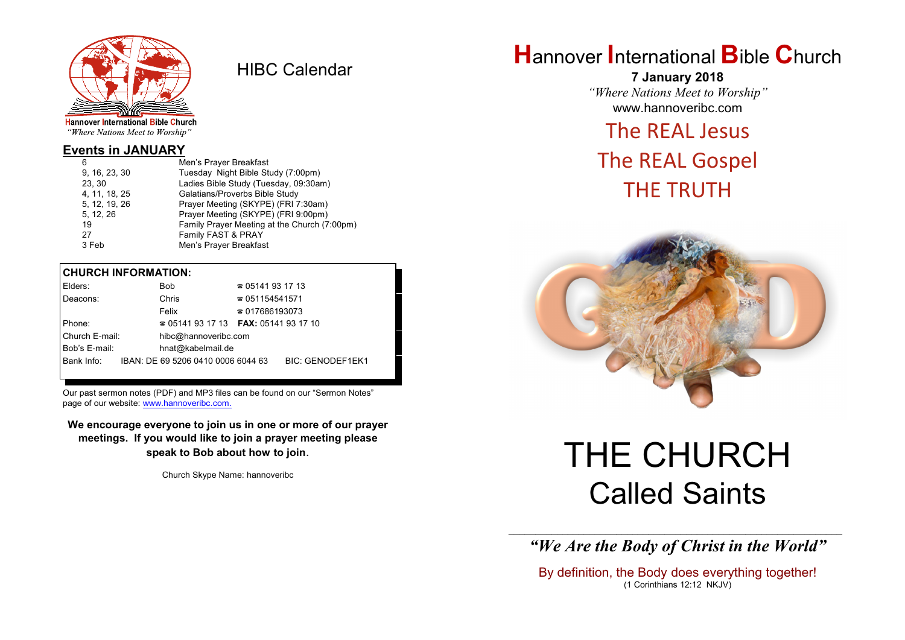Hannover International Bible Church
*"Where Nations Meet to Worship"*

# HIBC Calendar

## Events in JANUARY

| | |
|---|---|
| 6 | Men's Prayer Breakfast |
| 9, 16, 23, 30 | Tuesday Night Bible Study (7:00pm) |
| 23, 30 | Ladies Bible Study (Tuesday, 09:30am) |
| 4, 11, 18, 25 | Galatians/Proverbs Bible Study |
| 5, 12, 19, 26 | Prayer Meeting (SKYPE) (FRI 7:30am) |
| 5, 12, 26 | Prayer Meeting (SKYPE) (FRI 9:00pm) |
| 19 | Family Prayer Meeting at the Church (7:00pm) |
| 27 | Family FAST & PRAY |
| 3 Feb | Men's Prayer Breakfast |

**CHURCH INFORMATION:**

| | | |
|---|---|---|
| Elders: | Bob | ☎ 05141 93 17 13 |
| Deacons: | Chris | ☎ 051154541571 |
| | Felix | ☎ 017686193073 |
| Phone: | ☎ 05141 93 17 13 | **FAX:** 05141 93 17 10 |
| Church E-mail: | hibc@hannoveribc.com | |
| Bob's E-mail: | hnat@kabelmail.de | |
| Bank Info: | IBAN: DE 69 5206 0410 0006 6044 63 | BIC: GENODEF1EK1 |

Our past sermon notes (PDF) and MP3 files can be found on our "Sermon Notes" page of our website: www.hannoveribc.com.

**We encourage everyone to join us in one or more of our prayer meetings. If you would like to join a prayer meeting please speak to Bob about how to join.**

Church Skype Name: hannoveribc

# Hannover International Bible Church

**7 January 2018**

*"Where Nations Meet to Worship"*

www.hannoveribc.com

The REAL Jesus
The REAL Gospel
THE TRUTH

# THE CHURCH
## Called Saints

***"We Are the Body of Christ in the World"***

By definition, the Body does everything together!
(1 Corinthians 12:12 NKJV)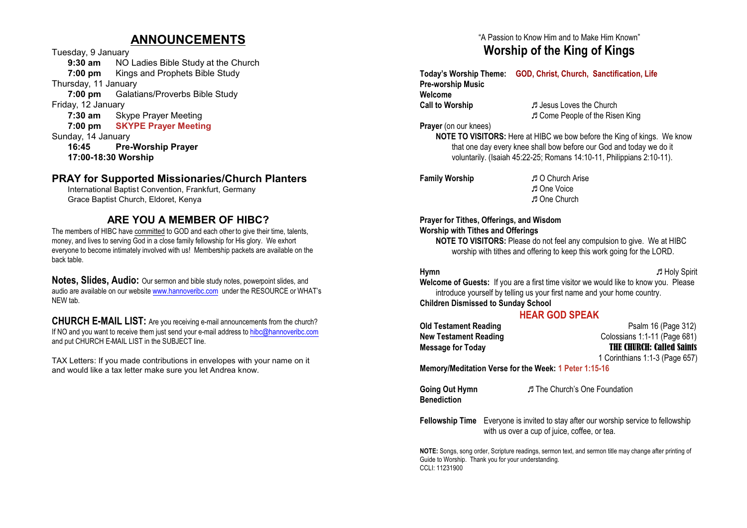# ANNOUNCEMENTS

Tuesday, 9 January

- **9:30 am** NO Ladies Bible Study at the Church
- **7:00 pm** Kings and Prophets Bible Study

Thursday, 11 January

- **7:00 pm** Galatians/Proverbs Bible Study

Friday, 12 January

- **7:30 am** Skype Prayer Meeting
- **7:00 pm** **SKYPE Prayer Meeting**

Sunday, 14 January

- **16:45** **Pre-Worship Prayer**
- **17:00-18:30 Worship**

## PRAY for Supported Missionaries/Church Planters

International Baptist Convention, Frankfurt, Germany
Grace Baptist Church, Eldoret, Kenya

## ARE YOU A MEMBER OF HIBC?

The members of HIBC have committed to GOD and each other to give their time, talents, money, and lives to serving God in a close family fellowship for His glory. We exhort everyone to become intimately involved with us! Membership packets are available on the back table.

**Notes, Slides, Audio:** Our sermon and bible study notes, powerpoint slides, and audio are available on our website www.hannoveribc.com under the RESOURCE or WHAT's NEW tab.

**CHURCH E-MAIL LIST:** Are you receiving e-mail announcements from the church? If NO and you want to receive them just send your e-mail address to hibc@hannoveribc.com and put CHURCH E-MAIL LIST in the SUBJECT line.

TAX Letters: If you made contributions in envelopes with your name on it and would like a tax letter make sure you let Andrea know.

"A Passion to Know Him and to Make Him Known"

# Worship of the King of Kings

**Today's Worship Theme:** **GOD, Christ, Church, Sanctification, Life**

**Pre-worship Music**

**Welcome**

**Call to Worship** ♬ Jesus Loves the Church
♬ Come People of the Risen King

**Prayer** (on our knees)

**NOTE TO VISITORS:** Here at HIBC we bow before the King of kings. We know that one day every knee shall bow before our God and today we do it voluntarily. (Isaiah 45:22-25; Romans 14:10-11, Philippians 2:10-11).

**Family Worship** ♬ O Church Arise
♬ One Voice
♬ One Church

**Prayer for Tithes, Offerings, and Wisdom**

**Worship with Tithes and Offerings**

**NOTE TO VISITORS:** Please do not feel any compulsion to give. We at HIBC worship with tithes and offering to keep this work going for the LORD.

**Hymn** ♬ Holy Spirit

**Welcome of Guests:** If you are a first time visitor we would like to know you. Please introduce yourself by telling us your first name and your home country.

**Children Dismissed to Sunday School**

## HEAR GOD SPEAK

**Old Testament Reading** Psalm 16 (Page 312)

**New Testament Reading** Colossians 1:1-11 (Page 681)

**Message for Today** **THE CHURCH: Called Saints**
1 Corinthians 1:1-3 (Page 657)

**Memory/Meditation Verse for the Week:** **1 Peter 1:15-16**

**Going Out Hymn** ♬ The Church's One Foundation

**Benediction**

**Fellowship Time** Everyone is invited to stay after our worship service to fellowship with us over a cup of juice, coffee, or tea.

**NOTE:** Songs, song order, Scripture readings, sermon text, and sermon title may change after printing of Guide to Worship. Thank you for your understanding.
CCLI: 11231900